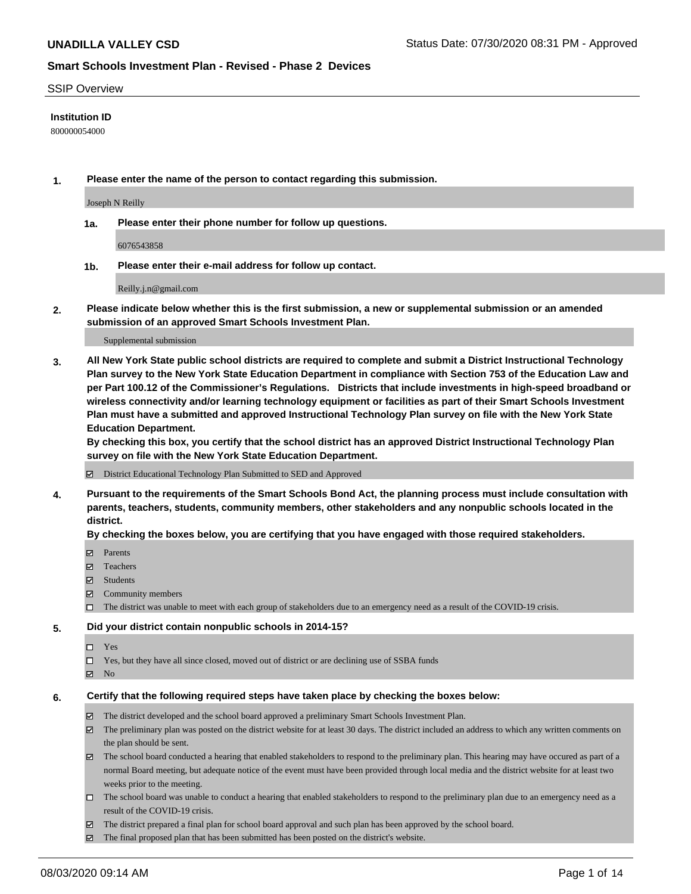**UNADILLA VALLEY CSD**

Status Date: 07/30/2020 08:31 PM - Approved

**Smart Schools Investment Plan - Revised - Phase 2 Devices**

SSIP Overview

**Institution ID**

800000054000

**1. Please enter the name of the person to contact regarding this submission.**

Joseph N Reilly

**1a. Please enter their phone number for follow up questions.**

6076543858

**1b. Please enter their e-mail address for follow up contact.**

Reilly.j.n@gmail.com

**2. Please indicate below whether this is the first submission, a new or supplemental submission or an amended submission of an approved Smart Schools Investment Plan.**

Supplemental submission

**3. All New York State public school districts are required to complete and submit a District Instructional Technology Plan survey to the New York State Education Department in compliance with Section 753 of the Education Law and per Part 100.12 of the Commissioner's Regulations. Districts that include investments in high-speed broadband or wireless connectivity and/or learning technology equipment or facilities as part of their Smart Schools Investment Plan must have a submitted and approved Instructional Technology Plan survey on file with the New York State Education Department.**
**By checking this box, you certify that the school district has an approved District Instructional Technology Plan survey on file with the New York State Education Department.**

- [x] District Educational Technology Plan Submitted to SED and Approved

**4. Pursuant to the requirements of the Smart Schools Bond Act, the planning process must include consultation with parents, teachers, students, community members, other stakeholders and any nonpublic schools located in the district.**
**By checking the boxes below, you are certifying that you have engaged with those required stakeholders.**

- [x] Parents
- [x] Teachers
- [x] Students
- [x] Community members
- [ ] The district was unable to meet with each group of stakeholders due to an emergency need as a result of the COVID-19 crisis.

**5. Did your district contain nonpublic schools in 2014-15?**

- [ ] Yes
- [ ] Yes, but they have all since closed, moved out of district or are declining use of SSBA funds
- [x] No

**6. Certify that the following required steps have taken place by checking the boxes below:**

- [x] The district developed and the school board approved a preliminary Smart Schools Investment Plan.
- [x] The preliminary plan was posted on the district website for at least 30 days. The district included an address to which any written comments on the plan should be sent.
- [x] The school board conducted a hearing that enabled stakeholders to respond to the preliminary plan. This hearing may have occured as part of a normal Board meeting, but adequate notice of the event must have been provided through local media and the district website for at least two weeks prior to the meeting.
- [ ] The school board was unable to conduct a hearing that enabled stakeholders to respond to the preliminary plan due to an emergency need as a result of the COVID-19 crisis.
- [x] The district prepared a final plan for school board approval and such plan has been approved by the school board.
- [x] The final proposed plan that has been submitted has been posted on the district's website.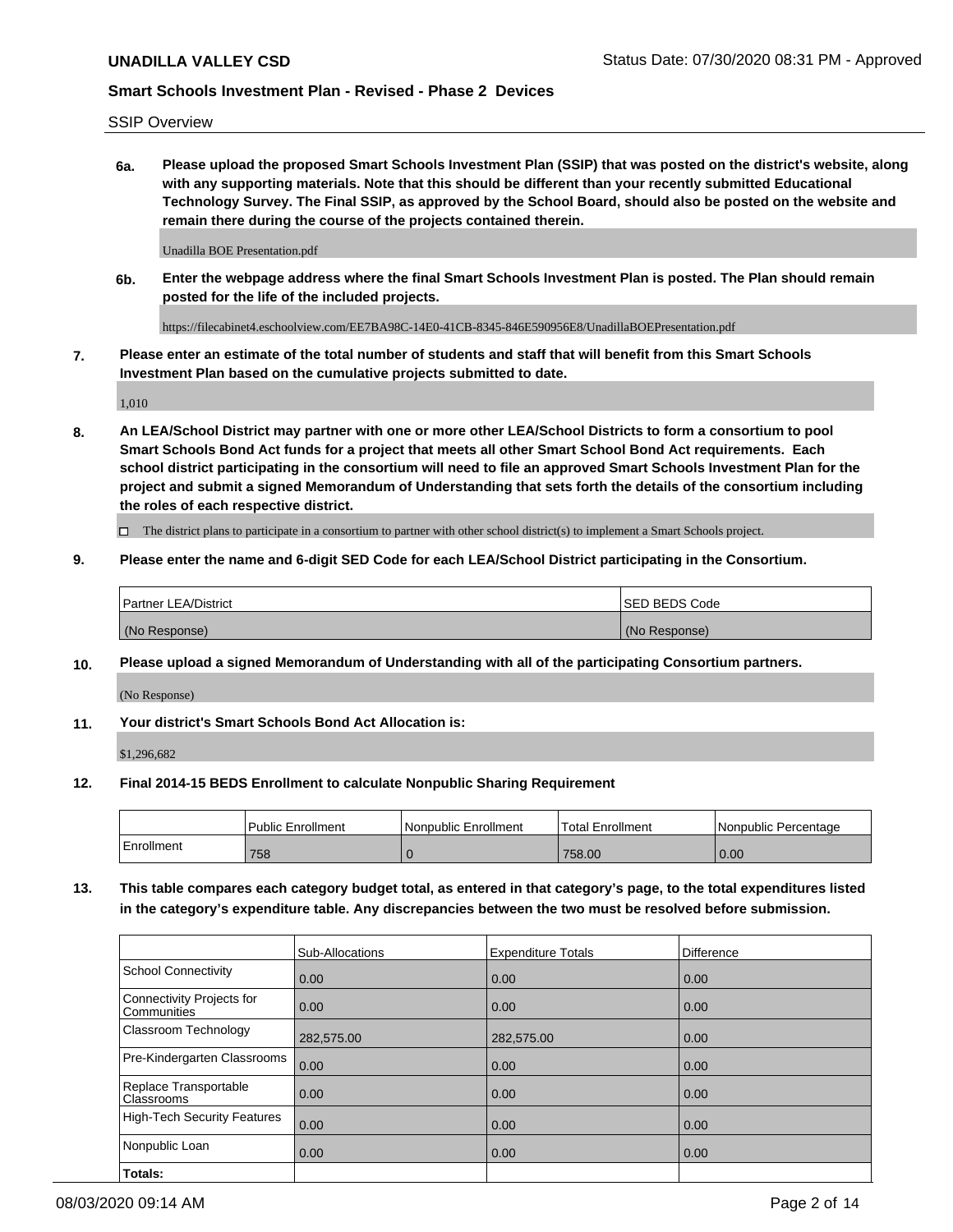SSIP Overview

**6a. Please upload the proposed Smart Schools Investment Plan (SSIP) that was posted on the district's website, along with any supporting materials. Note that this should be different than your recently submitted Educational Technology Survey. The Final SSIP, as approved by the School Board, should also be posted on the website and remain there during the course of the projects contained therein.**

Unadilla BOE Presentation.pdf

**6b. Enter the webpage address where the final Smart Schools Investment Plan is posted. The Plan should remain posted for the life of the included projects.**

https://filecabinet4.eschoolview.com/EE7BA98C-14E0-41CB-8345-846E590956E8/UnadillaBOEPresentation.pdf

**7. Please enter an estimate of the total number of students and staff that will benefit from this Smart Schools Investment Plan based on the cumulative projects submitted to date.**

1,010

**8. An LEA/School District may partner with one or more other LEA/School Districts to form a consortium to pool Smart Schools Bond Act funds for a project that meets all other Smart School Bond Act requirements. Each school district participating in the consortium will need to file an approved Smart Schools Investment Plan for the project and submit a signed Memorandum of Understanding that sets forth the details of the consortium including the roles of each respective district.**

☐ The district plans to participate in a consortium to partner with other school district(s) to implement a Smart Schools project.

**9. Please enter the name and 6-digit SED Code for each LEA/School District participating in the Consortium.**

| Partner LEA/District | SED BEDS Code |
|---|---|
| (No Response) | (No Response) |

**10. Please upload a signed Memorandum of Understanding with all of the participating Consortium partners.**

(No Response)

**11. Your district's Smart Schools Bond Act Allocation is:**

$1,296,682

**12. Final 2014-15 BEDS Enrollment to calculate Nonpublic Sharing Requirement**

| | Public Enrollment | Nonpublic Enrollment | Total Enrollment | Nonpublic Percentage |
|---|---|---|---|---|
| Enrollment | 758 | 0 | 758.00 | 0.00 |

**13. This table compares each category budget total, as entered in that category's page, to the total expenditures listed in the category's expenditure table. Any discrepancies between the two must be resolved before submission.**

| | Sub-Allocations | Expenditure Totals | Difference |
|---|---|---|---|
| School Connectivity | 0.00 | 0.00 | 0.00 |
| Connectivity Projects for Communities | 0.00 | 0.00 | 0.00 |
| Classroom Technology | 282,575.00 | 282,575.00 | 0.00 |
| Pre-Kindergarten Classrooms | 0.00 | 0.00 | 0.00 |
| Replace Transportable Classrooms | 0.00 | 0.00 | 0.00 |
| High-Tech Security Features | 0.00 | 0.00 | 0.00 |
| Nonpublic Loan | 0.00 | 0.00 | 0.00 |
| **Totals:** | | | |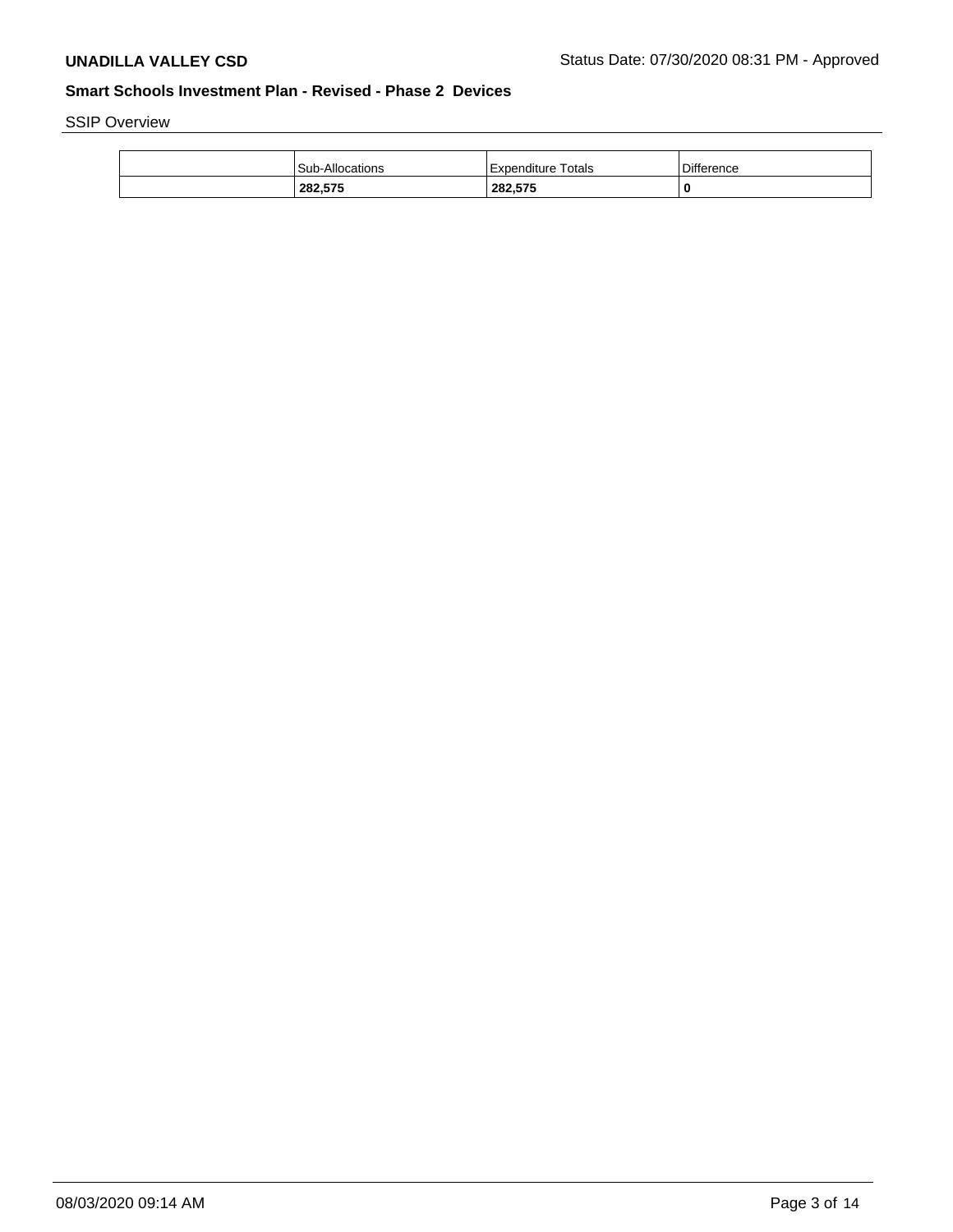SSIP Overview

| | Sub-Allocations | Expenditure Totals | Difference |
|---|---|---|---|
| | **282,575** | **282,575** | **0** |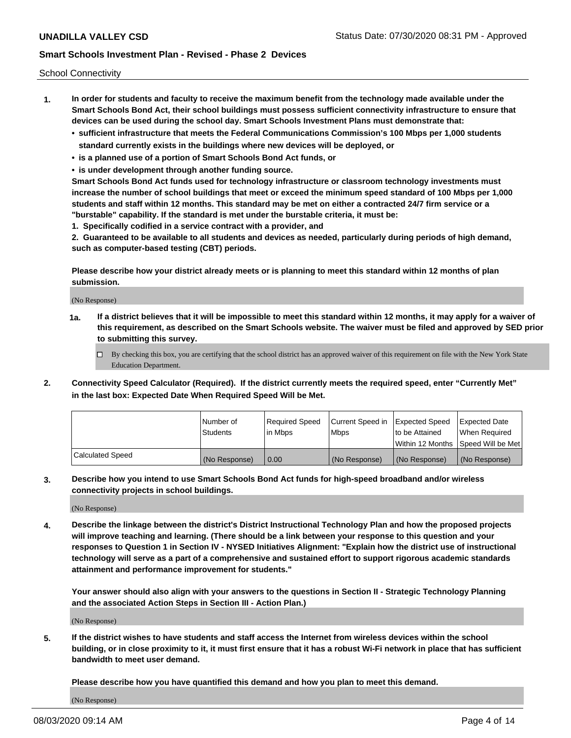School Connectivity

1. **In order for students and faculty to receive the maximum benefit from the technology made available under the Smart Schools Bond Act, their school buildings must possess sufficient connectivity infrastructure to ensure that devices can be used during the school day. Smart Schools Investment Plans must demonstrate that:**
   - **sufficient infrastructure that meets the Federal Communications Commission's 100 Mbps per 1,000 students standard currently exists in the buildings where new devices will be deployed, or**
   - **is a planned use of a portion of Smart Schools Bond Act funds, or**
   - **is under development through another funding source.**

   **Smart Schools Bond Act funds used for technology infrastructure or classroom technology investments must increase the number of school buildings that meet or exceed the minimum speed standard of 100 Mbps per 1,000 students and staff within 12 months. This standard may be met on either a contracted 24/7 firm service or a "burstable" capability. If the standard is met under the burstable criteria, it must be:**

   **1. Specifically codified in a service contract with a provider, and**

   **2. Guaranteed to be available to all students and devices as needed, particularly during periods of high demand, such as computer-based testing (CBT) periods.**

   **Please describe how your district already meets or is planning to meet this standard within 12 months of plan submission.**

   (No Response)

   **1a. If a district believes that it will be impossible to meet this standard within 12 months, it may apply for a waiver of this requirement, as described on the Smart Schools website. The waiver must be filed and approved by SED prior to submitting this survey.**

   ☐ By checking this box, you are certifying that the school district has an approved waiver of this requirement on file with the New York State Education Department.

2. **Connectivity Speed Calculator (Required). If the district currently meets the required speed, enter "Currently Met" in the last box: Expected Date When Required Speed Will be Met.**

|  | Number of Students | Required Speed in Mbps | Current Speed in Mbps | Expected Speed to be Attained Within 12 Months | Expected Date When Required Speed Will be Met |
|---|---|---|---|---|---|
| Calculated Speed | (No Response) | 0.00 | (No Response) | (No Response) | (No Response) |

3. **Describe how you intend to use Smart Schools Bond Act funds for high-speed broadband and/or wireless connectivity projects in school buildings.**

   (No Response)

4. **Describe the linkage between the district's District Instructional Technology Plan and how the proposed projects will improve teaching and learning. (There should be a link between your response to this question and your responses to Question 1 in Section IV - NYSED Initiatives Alignment: "Explain how the district use of instructional technology will serve as a part of a comprehensive and sustained effort to support rigorous academic standards attainment and performance improvement for students."**

   **Your answer should also align with your answers to the questions in Section II - Strategic Technology Planning and the associated Action Steps in Section III - Action Plan.)**

   (No Response)

5. **If the district wishes to have students and staff access the Internet from wireless devices within the school building, or in close proximity to it, it must first ensure that it has a robust Wi-Fi network in place that has sufficient bandwidth to meet user demand.**

   **Please describe how you have quantified this demand and how you plan to meet this demand.**

   (No Response)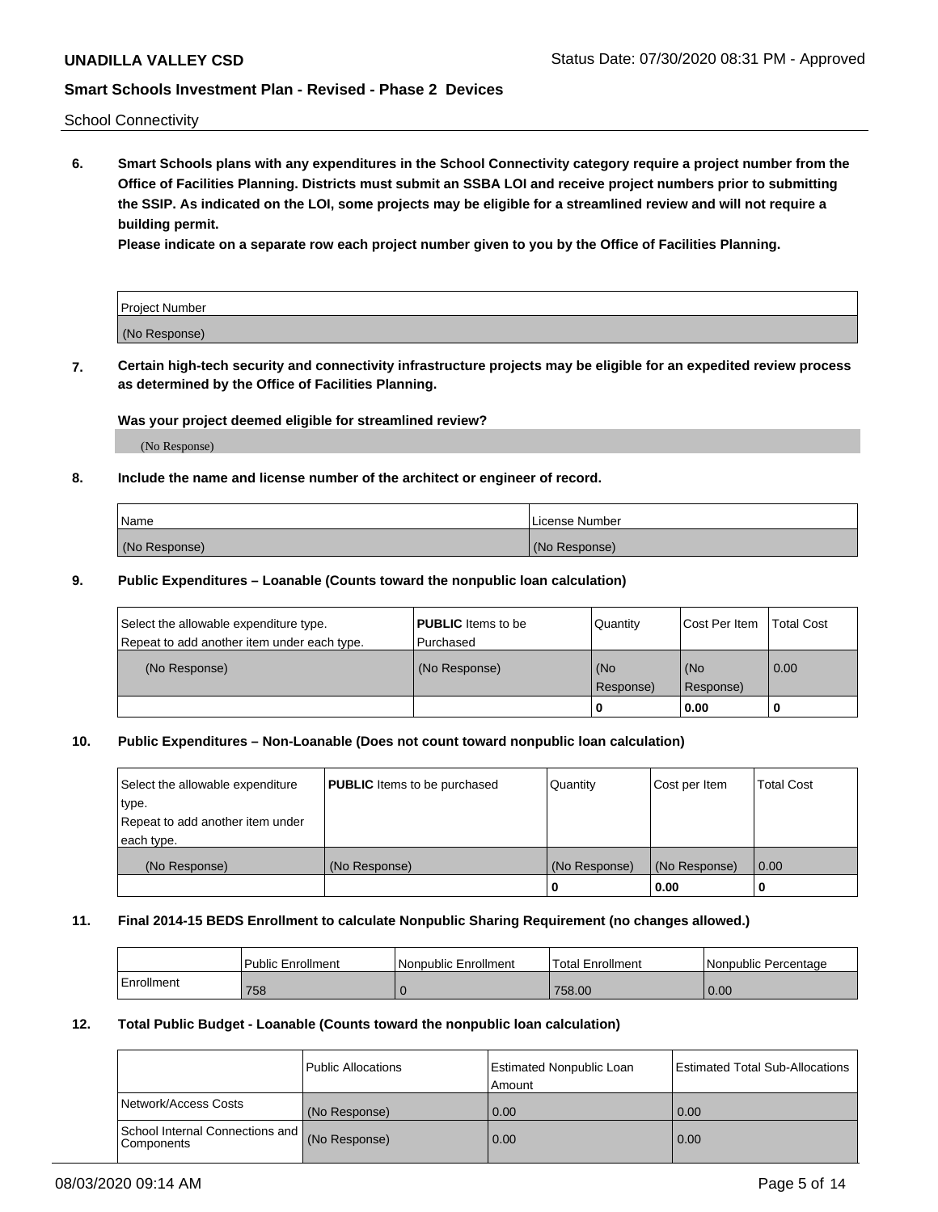School Connectivity

**6. Smart Schools plans with any expenditures in the School Connectivity category require a project number from the Office of Facilities Planning. Districts must submit an SSBA LOI and receive project numbers prior to submitting the SSIP. As indicated on the LOI, some projects may be eligible for a streamlined review and will not require a building permit.**

**Please indicate on a separate row each project number given to you by the Office of Facilities Planning.**

| Project Number |
|---|
| (No Response) |

**7. Certain high-tech security and connectivity infrastructure projects may be eligible for an expedited review process as determined by the Office of Facilities Planning.**

**Was your project deemed eligible for streamlined review?**

(No Response)

**8. Include the name and license number of the architect or engineer of record.**

| Name | License Number |
|---|---|
| (No Response) | (No Response) |

**9. Public Expenditures – Loanable (Counts toward the nonpublic loan calculation)**

| Select the allowable expenditure type. Repeat to add another item under each type. | **PUBLIC** Items to be Purchased | Quantity | Cost Per Item | Total Cost |
|---|---|---|---|---|
| (No Response) | (No Response) | (No Response) | (No Response) | 0.00 |
| | | 0 | 0.00 | 0 |

**10. Public Expenditures – Non-Loanable (Does not count toward nonpublic loan calculation)**

| Select the allowable expenditure type. Repeat to add another item under each type. | **PUBLIC** Items to be purchased | Quantity | Cost per Item | Total Cost |
|---|---|---|---|---|
| (No Response) | (No Response) | (No Response) | (No Response) | 0.00 |
| | | 0 | 0.00 | 0 |

**11. Final 2014-15 BEDS Enrollment to calculate Nonpublic Sharing Requirement (no changes allowed.)**

| | Public Enrollment | Nonpublic Enrollment | Total Enrollment | Nonpublic Percentage |
|---|---|---|---|---|
| Enrollment | 758 | 0 | 758.00 | 0.00 |

**12. Total Public Budget - Loanable (Counts toward the nonpublic loan calculation)**

| | Public Allocations | Estimated Nonpublic Loan Amount | Estimated Total Sub-Allocations |
|---|---|---|---|
| Network/Access Costs | (No Response) | 0.00 | 0.00 |
| School Internal Connections and Components | (No Response) | 0.00 | 0.00 |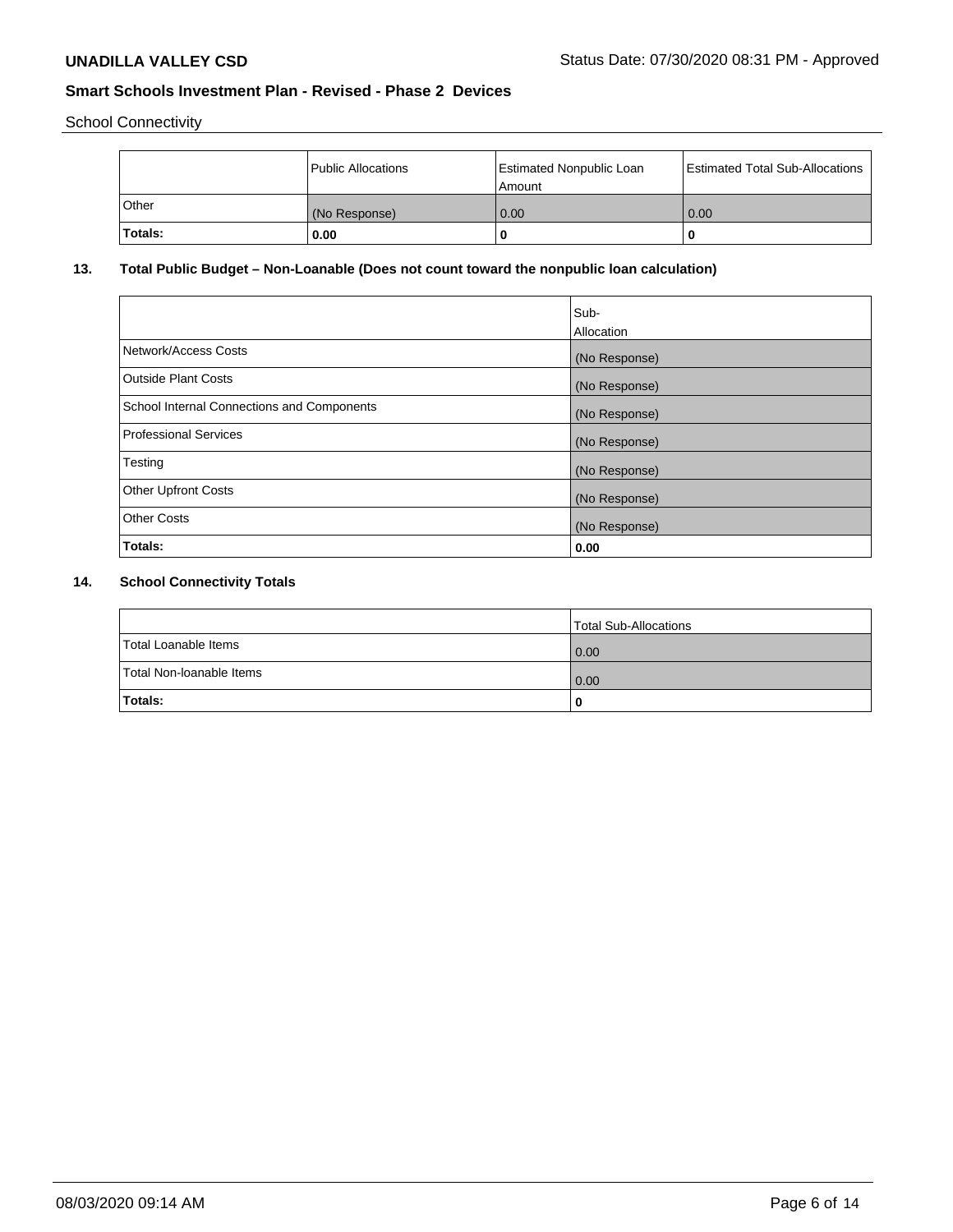School Connectivity

| | Public Allocations | Estimated Nonpublic Loan Amount | Estimated Total Sub-Allocations |
|---|---|---|---|
| Other | (No Response) | 0.00 | 0.00 |
| **Totals:** | **0.00** | **0** | **0** |

## 13. Total Public Budget – Non-Loanable (Does not count toward the nonpublic loan calculation)

| | Sub-Allocation |
|---|---|
| Network/Access Costs | (No Response) |
| Outside Plant Costs | (No Response) |
| School Internal Connections and Components | (No Response) |
| Professional Services | (No Response) |
| Testing | (No Response) |
| Other Upfront Costs | (No Response) |
| Other Costs | (No Response) |
| **Totals:** | **0.00** |

## 14. School Connectivity Totals

| | Total Sub-Allocations |
|---|---|
| Total Loanable Items | 0.00 |
| Total Non-loanable Items | 0.00 |
| **Totals:** | **0** |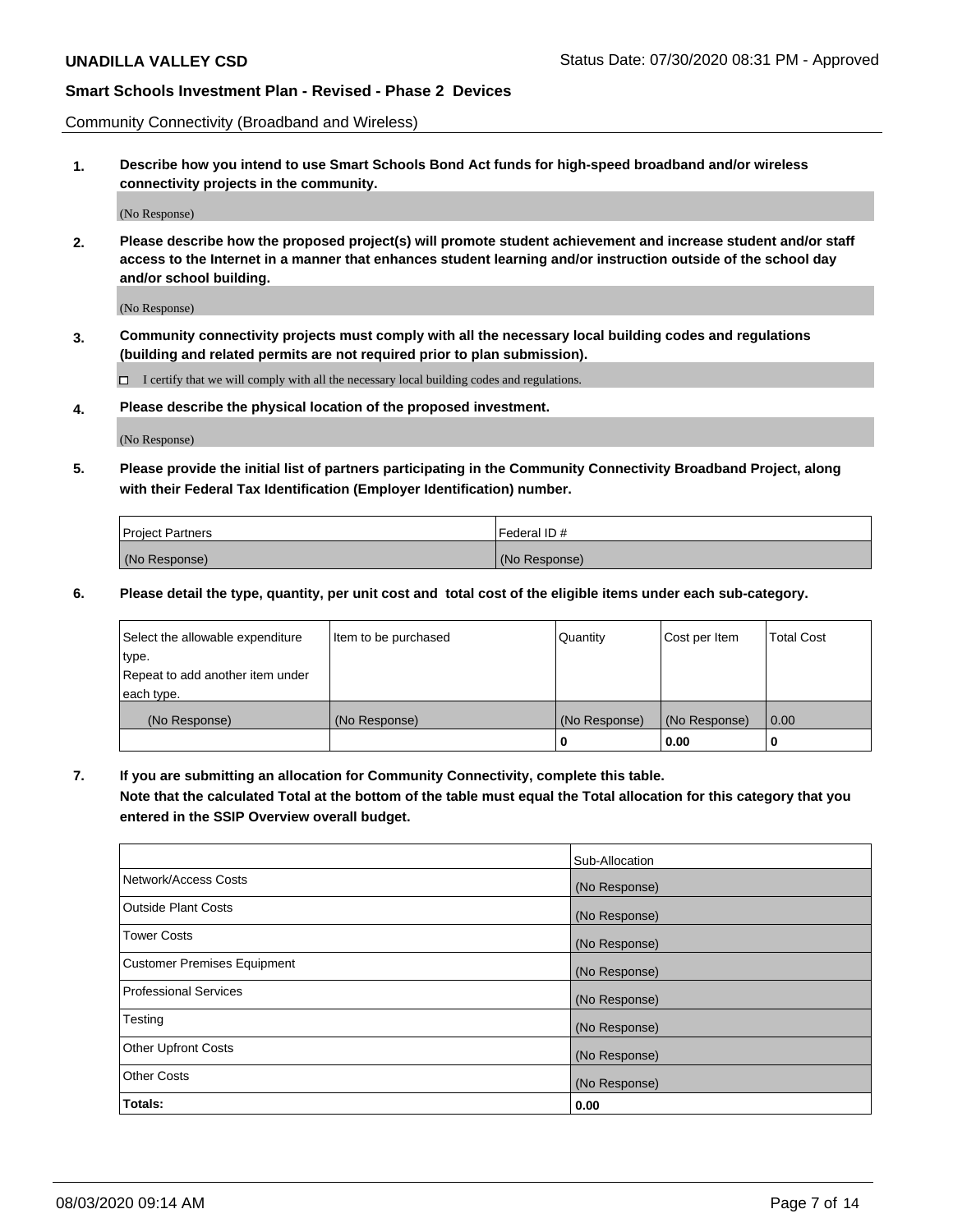Community Connectivity (Broadband and Wireless)

**1. Describe how you intend to use Smart Schools Bond Act funds for high-speed broadband and/or wireless connectivity projects in the community.**

(No Response)

**2. Please describe how the proposed project(s) will promote student achievement and increase student and/or staff access to the Internet in a manner that enhances student learning and/or instruction outside of the school day and/or school building.**

(No Response)

**3. Community connectivity projects must comply with all the necessary local building codes and regulations (building and related permits are not required prior to plan submission).**

☐ I certify that we will comply with all the necessary local building codes and regulations.

**4. Please describe the physical location of the proposed investment.**

(No Response)

**5. Please provide the initial list of partners participating in the Community Connectivity Broadband Project, along with their Federal Tax Identification (Employer Identification) number.**

| Project Partners | Federal ID # |
|---|---|
| (No Response) | (No Response) |

**6. Please detail the type, quantity, per unit cost and total cost of the eligible items under each sub-category.**

| Select the allowable expenditure type. Repeat to add another item under each type. | Item to be purchased | Quantity | Cost per Item | Total Cost |
|---|---|---|---|---|
| (No Response) | (No Response) | (No Response) | (No Response) | 0.00 |
| | | **0** | **0.00** | **0** |

**7. If you are submitting an allocation for Community Connectivity, complete this table. Note that the calculated Total at the bottom of the table must equal the Total allocation for this category that you entered in the SSIP Overview overall budget.**

| | Sub-Allocation |
|---|---|
| Network/Access Costs | (No Response) |
| Outside Plant Costs | (No Response) |
| Tower Costs | (No Response) |
| Customer Premises Equipment | (No Response) |
| Professional Services | (No Response) |
| Testing | (No Response) |
| Other Upfront Costs | (No Response) |
| Other Costs | (No Response) |
| **Totals:** | **0.00** |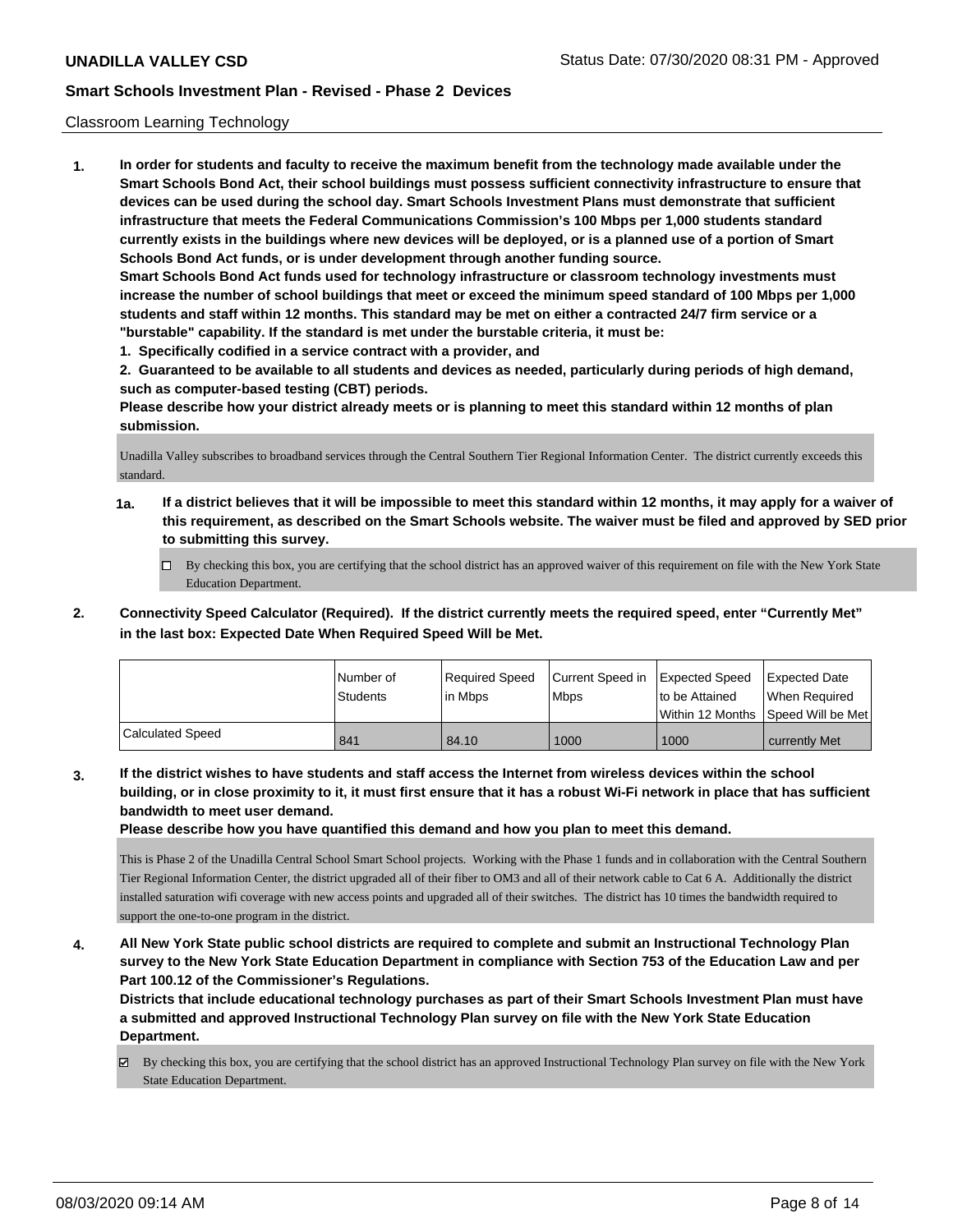Classroom Learning Technology

**1. In order for students and faculty to receive the maximum benefit from the technology made available under the Smart Schools Bond Act, their school buildings must possess sufficient connectivity infrastructure to ensure that devices can be used during the school day. Smart Schools Investment Plans must demonstrate that sufficient infrastructure that meets the Federal Communications Commission's 100 Mbps per 1,000 students standard currently exists in the buildings where new devices will be deployed, or is a planned use of a portion of Smart Schools Bond Act funds, or is under development through another funding source.**

**Smart Schools Bond Act funds used for technology infrastructure or classroom technology investments must increase the number of school buildings that meet or exceed the minimum speed standard of 100 Mbps per 1,000 students and staff within 12 months. This standard may be met on either a contracted 24/7 firm service or a "burstable" capability. If the standard is met under the burstable criteria, it must be:**

**1. Specifically codified in a service contract with a provider, and**

**2. Guaranteed to be available to all students and devices as needed, particularly during periods of high demand, such as computer-based testing (CBT) periods.**

**Please describe how your district already meets or is planning to meet this standard within 12 months of plan submission.**

Unadilla Valley subscribes to broadband services through the Central Southern Tier Regional Information Center. The district currently exceeds this standard.

**1a. If a district believes that it will be impossible to meet this standard within 12 months, it may apply for a waiver of this requirement, as described on the Smart Schools website. The waiver must be filed and approved by SED prior to submitting this survey.**

☐ By checking this box, you are certifying that the school district has an approved waiver of this requirement on file with the New York State Education Department.

**2. Connectivity Speed Calculator (Required). If the district currently meets the required speed, enter "Currently Met" in the last box: Expected Date When Required Speed Will be Met.**

| | Number of Students | Required Speed in Mbps | Current Speed in Mbps | Expected Speed to be Attained Within 12 Months | Expected Date When Required Speed Will be Met |
|---|---|---|---|---|---|
| Calculated Speed | 841 | 84.10 | 1000 | 1000 | currently Met |

**3. If the district wishes to have students and staff access the Internet from wireless devices within the school building, or in close proximity to it, it must first ensure that it has a robust Wi-Fi network in place that has sufficient bandwidth to meet user demand.**

**Please describe how you have quantified this demand and how you plan to meet this demand.**

This is Phase 2 of the Unadilla Central School Smart School projects. Working with the Phase 1 funds and in collaboration with the Central Southern Tier Regional Information Center, the district upgraded all of their fiber to OM3 and all of their network cable to Cat 6 A. Additionally the district installed saturation wifi coverage with new access points and upgraded all of their switches. The district has 10 times the bandwidth required to support the one-to-one program in the district.

**4. All New York State public school districts are required to complete and submit an Instructional Technology Plan survey to the New York State Education Department in compliance with Section 753 of the Education Law and per Part 100.12 of the Commissioner's Regulations.**

**Districts that include educational technology purchases as part of their Smart Schools Investment Plan must have a submitted and approved Instructional Technology Plan survey on file with the New York State Education Department.**

☑ By checking this box, you are certifying that the school district has an approved Instructional Technology Plan survey on file with the New York State Education Department.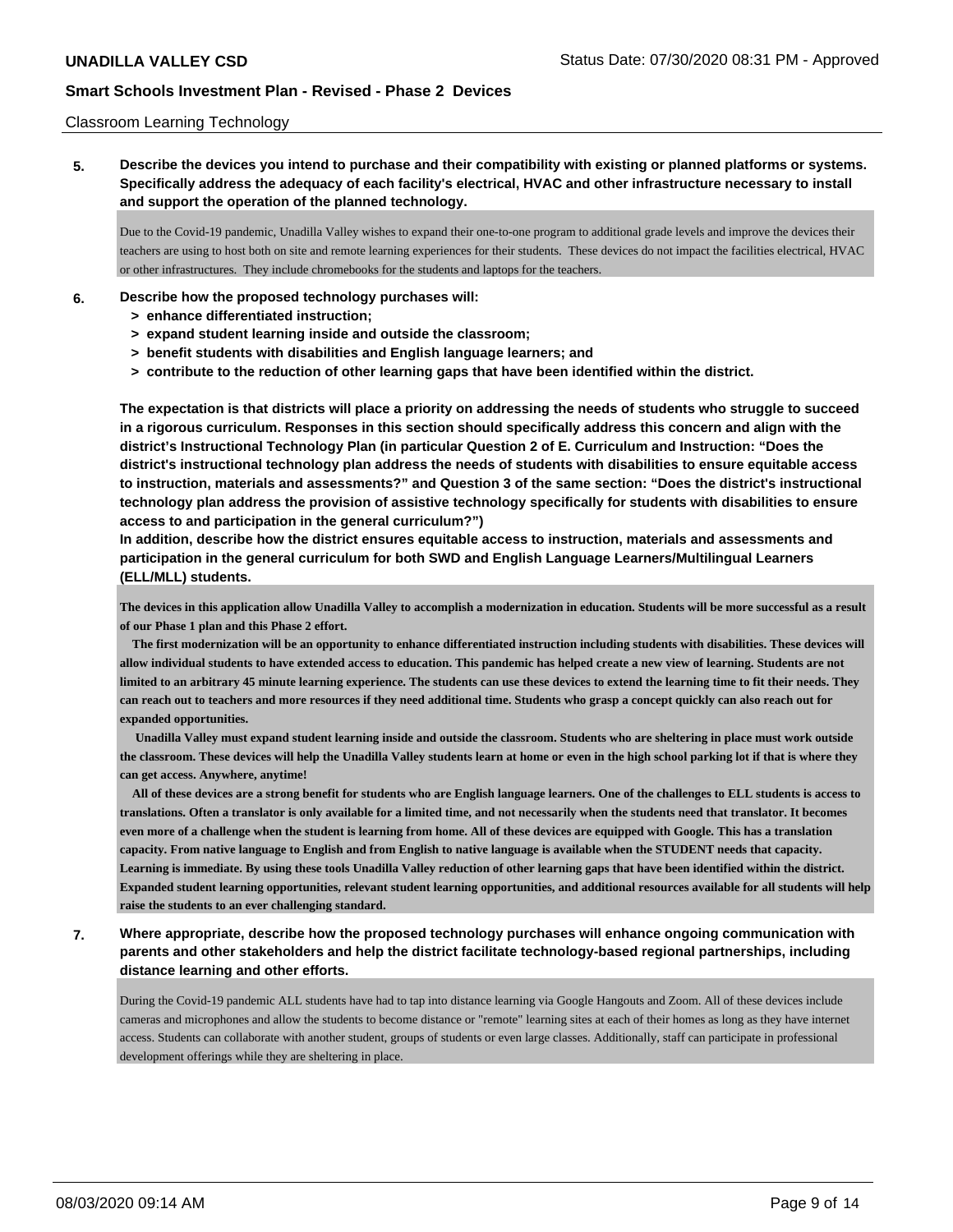Classroom Learning Technology

**5. Describe the devices you intend to purchase and their compatibility with existing or planned platforms or systems. Specifically address the adequacy of each facility's electrical, HVAC and other infrastructure necessary to install and support the operation of the planned technology.**

Due to the Covid-19 pandemic, Unadilla Valley wishes to expand their one-to-one program to additional grade levels and improve the devices their teachers are using to host both on site and remote learning experiences for their students. These devices do not impact the facilities electrical, HVAC or other infrastructures. They include chromebooks for the students and laptops for the teachers.

**6. Describe how the proposed technology purchases will:**
- **> enhance differentiated instruction;**
- **> expand student learning inside and outside the classroom;**
- **> benefit students with disabilities and English language learners; and**
- **> contribute to the reduction of other learning gaps that have been identified within the district.**

**The expectation is that districts will place a priority on addressing the needs of students who struggle to succeed in a rigorous curriculum. Responses in this section should specifically address this concern and align with the district's Instructional Technology Plan (in particular Question 2 of E. Curriculum and Instruction: "Does the district's instructional technology plan address the needs of students with disabilities to ensure equitable access to instruction, materials and assessments?" and Question 3 of the same section: "Does the district's instructional technology plan address the provision of assistive technology specifically for students with disabilities to ensure access to and participation in the general curriculum?")**

**In addition, describe how the district ensures equitable access to instruction, materials and assessments and participation in the general curriculum for both SWD and English Language Learners/Multilingual Learners (ELL/MLL) students.**

**The devices in this application allow Unadilla Valley to accomplish a modernization in education. Students will be more successful as a result of our Phase 1 plan and this Phase 2 effort.**

**The first modernization will be an opportunity to enhance differentiated instruction including students with disabilities. These devices will allow individual students to have extended access to education. This pandemic has helped create a new view of learning. Students are not limited to an arbitrary 45 minute learning experience. The students can use these devices to extend the learning time to fit their needs. They can reach out to teachers and more resources if they need additional time. Students who grasp a concept quickly can also reach out for expanded opportunities.**

**Unadilla Valley must expand student learning inside and outside the classroom. Students who are sheltering in place must work outside the classroom. These devices will help the Unadilla Valley students learn at home or even in the high school parking lot if that is where they can get access. Anywhere, anytime!**

**All of these devices are a strong benefit for students who are English language learners. One of the challenges to ELL students is access to translations. Often a translator is only available for a limited time, and not necessarily when the students need that translator. It becomes even more of a challenge when the student is learning from home. All of these devices are equipped with Google. This has a translation capacity. From native language to English and from English to native language is available when the STUDENT needs that capacity. Learning is immediate. By using these tools Unadilla Valley reduction of other learning gaps that have been identified within the district. Expanded student learning opportunities, relevant student learning opportunities, and additional resources available for all students will help raise the students to an ever challenging standard.**

**7. Where appropriate, describe how the proposed technology purchases will enhance ongoing communication with parents and other stakeholders and help the district facilitate technology-based regional partnerships, including distance learning and other efforts.**

During the Covid-19 pandemic ALL students have had to tap into distance learning via Google Hangouts and Zoom. All of these devices include cameras and microphones and allow the students to become distance or "remote" learning sites at each of their homes as long as they have internet access. Students can collaborate with another student, groups of students or even large classes. Additionally, staff can participate in professional development offerings while they are sheltering in place.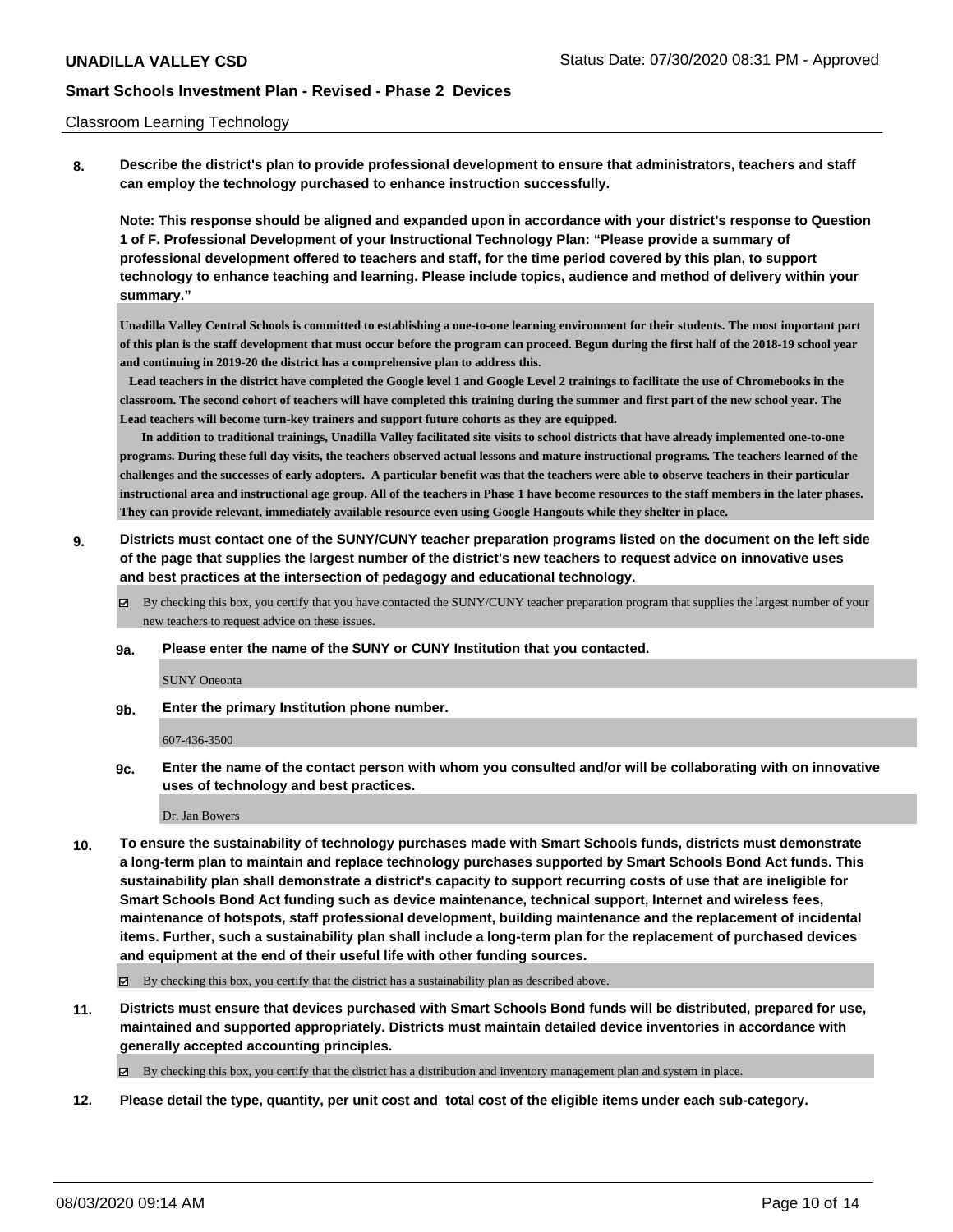Classroom Learning Technology

**8. Describe the district's plan to provide professional development to ensure that administrators, teachers and staff can employ the technology purchased to enhance instruction successfully.**

**Note: This response should be aligned and expanded upon in accordance with your district's response to Question 1 of F. Professional Development of your Instructional Technology Plan: "Please provide a summary of professional development offered to teachers and staff, for the time period covered by this plan, to support technology to enhance teaching and learning. Please include topics, audience and method of delivery within your summary."**

**Unadilla Valley Central Schools is committed to establishing a one-to-one learning environment for their students. The most important part of this plan is the staff development that must occur before the program can proceed. Begun during the first half of the 2018-19 school year and continuing in 2019-20 the district has a comprehensive plan to address this.**

**Lead teachers in the district have completed the Google level 1 and Google Level 2 trainings to facilitate the use of Chromebooks in the classroom. The second cohort of teachers will have completed this training during the summer and first part of the new school year. The Lead teachers will become turn-key trainers and support future cohorts as they are equipped.**

**In addition to traditional trainings, Unadilla Valley facilitated site visits to school districts that have already implemented one-to-one programs. During these full day visits, the teachers observed actual lessons and mature instructional programs. The teachers learned of the challenges and the successes of early adopters. A particular benefit was that the teachers were able to observe teachers in their particular instructional area and instructional age group. All of the teachers in Phase 1 have become resources to the staff members in the later phases. They can provide relevant, immediately available resource even using Google Hangouts while they shelter in place.**

**9. Districts must contact one of the SUNY/CUNY teacher preparation programs listed on the document on the left side of the page that supplies the largest number of the district's new teachers to request advice on innovative uses and best practices at the intersection of pedagogy and educational technology.**

☑ By checking this box, you certify that you have contacted the SUNY/CUNY teacher preparation program that supplies the largest number of your new teachers to request advice on these issues.

**9a. Please enter the name of the SUNY or CUNY Institution that you contacted.**

SUNY Oneonta

**9b. Enter the primary Institution phone number.**

607-436-3500

**9c. Enter the name of the contact person with whom you consulted and/or will be collaborating with on innovative uses of technology and best practices.**

Dr. Jan Bowers

**10. To ensure the sustainability of technology purchases made with Smart Schools funds, districts must demonstrate a long-term plan to maintain and replace technology purchases supported by Smart Schools Bond Act funds. This sustainability plan shall demonstrate a district's capacity to support recurring costs of use that are ineligible for Smart Schools Bond Act funding such as device maintenance, technical support, Internet and wireless fees, maintenance of hotspots, staff professional development, building maintenance and the replacement of incidental items. Further, such a sustainability plan shall include a long-term plan for the replacement of purchased devices and equipment at the end of their useful life with other funding sources.**

☑ By checking this box, you certify that the district has a sustainability plan as described above.

**11. Districts must ensure that devices purchased with Smart Schools Bond funds will be distributed, prepared for use, maintained and supported appropriately. Districts must maintain detailed device inventories in accordance with generally accepted accounting principles.**

☑ By checking this box, you certify that the district has a distribution and inventory management plan and system in place.

**12. Please detail the type, quantity, per unit cost and total cost of the eligible items under each sub-category.**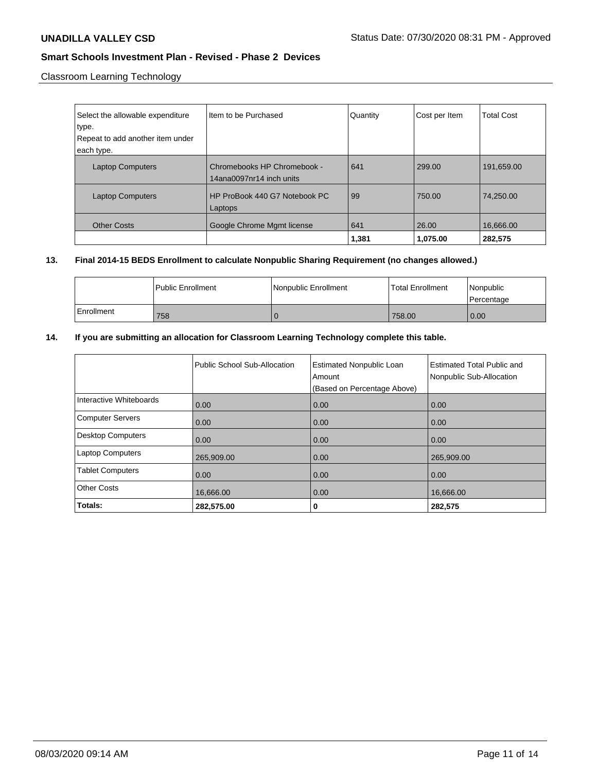Classroom Learning Technology

| Select the allowable expenditure type. Repeat to add another item under each type. | Item to be Purchased | Quantity | Cost per Item | Total Cost |
|---|---|---|---|---|
| Laptop Computers | Chromebooks HP Chromebook - 14ana0097nr14 inch units | 641 | 299.00 | 191,659.00 |
| Laptop Computers | HP ProBook 440 G7 Notebook PC Laptops | 99 | 750.00 | 74,250.00 |
| Other Costs | Google Chrome Mgmt license | 641 | 26.00 | 16,666.00 |
| | | **1,381** | **1,075.00** | **282,575** |

**13. Final 2014-15 BEDS Enrollment to calculate Nonpublic Sharing Requirement (no changes allowed.)**

| | Public Enrollment | Nonpublic Enrollment | Total Enrollment | Nonpublic Percentage |
|---|---|---|---|---|
| Enrollment | 758 | 0 | 758.00 | 0.00 |

**14. If you are submitting an allocation for Classroom Learning Technology complete this table.**

| | Public School Sub-Allocation | Estimated Nonpublic Loan Amount (Based on Percentage Above) | Estimated Total Public and Nonpublic Sub-Allocation |
|---|---|---|---|
| Interactive Whiteboards | 0.00 | 0.00 | 0.00 |
| Computer Servers | 0.00 | 0.00 | 0.00 |
| Desktop Computers | 0.00 | 0.00 | 0.00 |
| Laptop Computers | 265,909.00 | 0.00 | 265,909.00 |
| Tablet Computers | 0.00 | 0.00 | 0.00 |
| Other Costs | 16,666.00 | 0.00 | 16,666.00 |
| **Totals:** | **282,575.00** | **0** | **282,575** |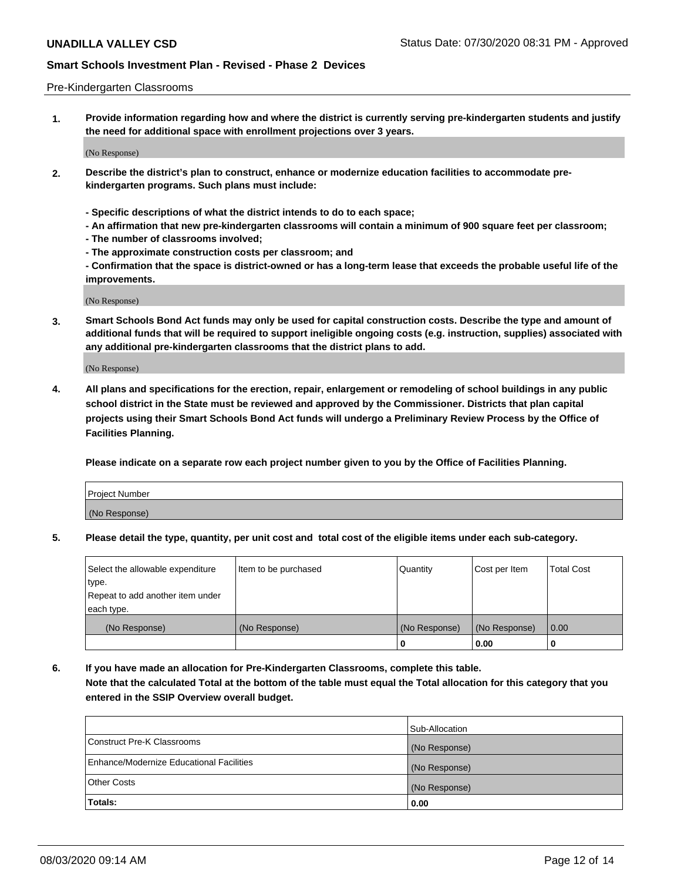Pre-Kindergarten Classrooms

**1. Provide information regarding how and where the district is currently serving pre-kindergarten students and justify the need for additional space with enrollment projections over 3 years.**

(No Response)

**2. Describe the district's plan to construct, enhance or modernize education facilities to accommodate pre-kindergarten programs. Such plans must include:**

**- Specific descriptions of what the district intends to do to each space;**
**- An affirmation that new pre-kindergarten classrooms will contain a minimum of 900 square feet per classroom;**
**- The number of classrooms involved;**
**- The approximate construction costs per classroom; and**
**- Confirmation that the space is district-owned or has a long-term lease that exceeds the probable useful life of the improvements.**

(No Response)

**3. Smart Schools Bond Act funds may only be used for capital construction costs. Describe the type and amount of additional funds that will be required to support ineligible ongoing costs (e.g. instruction, supplies) associated with any additional pre-kindergarten classrooms that the district plans to add.**

(No Response)

**4. All plans and specifications for the erection, repair, enlargement or remodeling of school buildings in any public school district in the State must be reviewed and approved by the Commissioner. Districts that plan capital projects using their Smart Schools Bond Act funds will undergo a Preliminary Review Process by the Office of Facilities Planning.**

**Please indicate on a separate row each project number given to you by the Office of Facilities Planning.**

| Project Number |
|---|
| (No Response) |

**5. Please detail the type, quantity, per unit cost and total cost of the eligible items under each sub-category.**

| Select the allowable expenditure type. Repeat to add another item under each type. | Item to be purchased | Quantity | Cost per Item | Total Cost |
|---|---|---|---|---|
| (No Response) | (No Response) | (No Response) | (No Response) | 0.00 |
| | | 0 | 0.00 | 0 |

**6. If you have made an allocation for Pre-Kindergarten Classrooms, complete this table. Note that the calculated Total at the bottom of the table must equal the Total allocation for this category that you entered in the SSIP Overview overall budget.**

| | Sub-Allocation |
|---|---|
| Construct Pre-K Classrooms | (No Response) |
| Enhance/Modernize Educational Facilities | (No Response) |
| Other Costs | (No Response) |
| **Totals:** | **0.00** |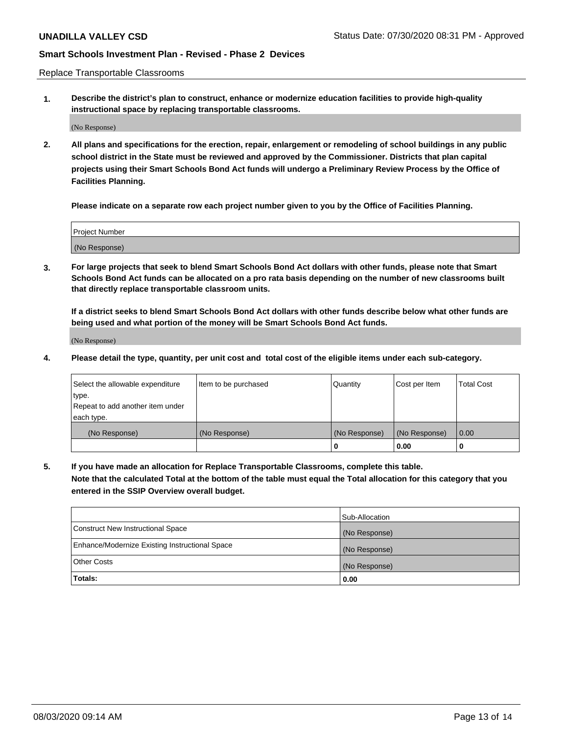Replace Transportable Classrooms

**1. Describe the district's plan to construct, enhance or modernize education facilities to provide high-quality instructional space by replacing transportable classrooms.**

(No Response)

**2. All plans and specifications for the erection, repair, enlargement or remodeling of school buildings in any public school district in the State must be reviewed and approved by the Commissioner. Districts that plan capital projects using their Smart Schools Bond Act funds will undergo a Preliminary Review Process by the Office of Facilities Planning.**

**Please indicate on a separate row each project number given to you by the Office of Facilities Planning.**

| Project Number |
|---|
| (No Response) |

**3. For large projects that seek to blend Smart Schools Bond Act dollars with other funds, please note that Smart Schools Bond Act funds can be allocated on a pro rata basis depending on the number of new classrooms built that directly replace transportable classroom units.**

**If a district seeks to blend Smart Schools Bond Act dollars with other funds describe below what other funds are being used and what portion of the money will be Smart Schools Bond Act funds.**

(No Response)

**4. Please detail the type, quantity, per unit cost and total cost of the eligible items under each sub-category.**

| Select the allowable expenditure type. Repeat to add another item under each type. | Item to be purchased | Quantity | Cost per Item | Total Cost |
|---|---|---|---|---|
| (No Response) | (No Response) | (No Response) | (No Response) | 0.00 |
| | | 0 | 0.00 | 0 |

**5. If you have made an allocation for Replace Transportable Classrooms, complete this table. Note that the calculated Total at the bottom of the table must equal the Total allocation for this category that you entered in the SSIP Overview overall budget.**

| | Sub-Allocation |
|---|---|
| Construct New Instructional Space | (No Response) |
| Enhance/Modernize Existing Instructional Space | (No Response) |
| Other Costs | (No Response) |
| **Totals:** | **0.00** |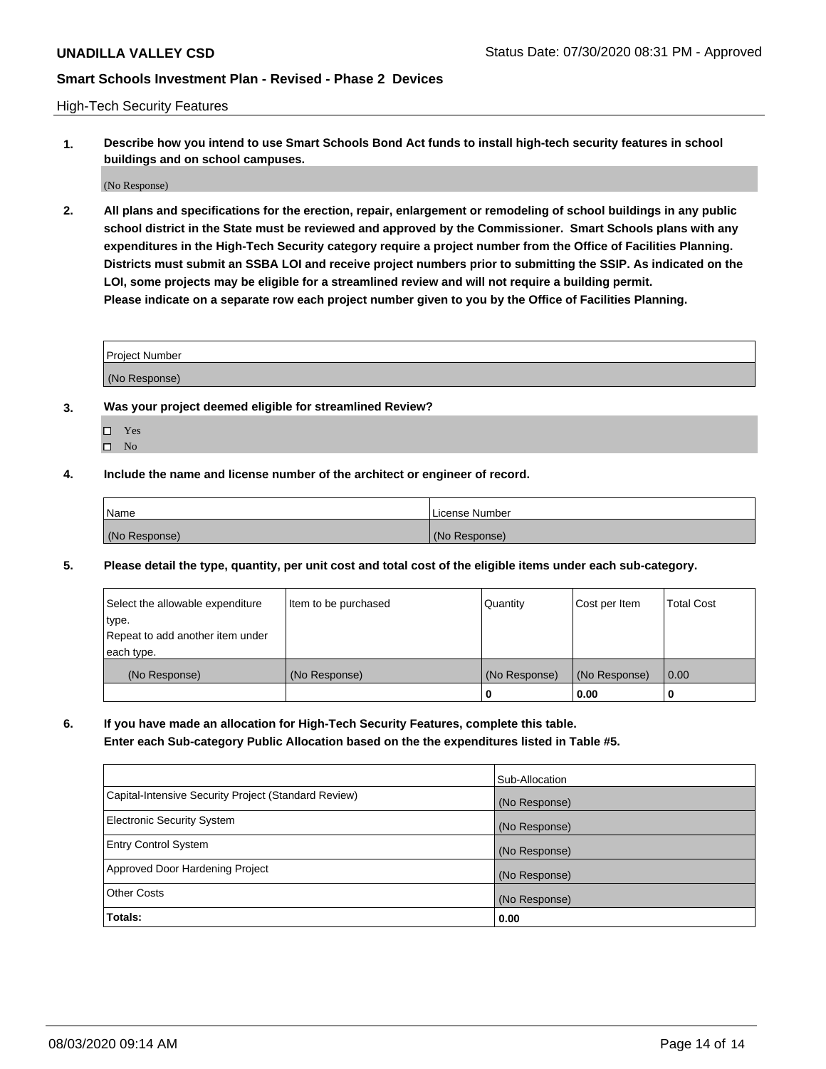High-Tech Security Features

**1. Describe how you intend to use Smart Schools Bond Act funds to install high-tech security features in school buildings and on school campuses.**

(No Response)

**2. All plans and specifications for the erection, repair, enlargement or remodeling of school buildings in any public school district in the State must be reviewed and approved by the Commissioner. Smart Schools plans with any expenditures in the High-Tech Security category require a project number from the Office of Facilities Planning. Districts must submit an SSBA LOI and receive project numbers prior to submitting the SSIP. As indicated on the LOI, some projects may be eligible for a streamlined review and will not require a building permit.**
**Please indicate on a separate row each project number given to you by the Office of Facilities Planning.**

| Project Number |
| --- |
| (No Response) |

**3. Was your project deemed eligible for streamlined Review?**

- ☐ Yes
- ☐ No

**4. Include the name and license number of the architect or engineer of record.**

| Name | License Number |
| --- | --- |
| (No Response) | (No Response) |

**5. Please detail the type, quantity, per unit cost and total cost of the eligible items under each sub-category.**

| Select the allowable expenditure type. Repeat to add another item under each type. | Item to be purchased | Quantity | Cost per Item | Total Cost |
| --- | --- | --- | --- | --- |
| (No Response) | (No Response) | (No Response) | (No Response) | 0.00 |
| | | 0 | 0.00 | 0 |

**6. If you have made an allocation for High-Tech Security Features, complete this table. Enter each Sub-category Public Allocation based on the the expenditures listed in Table #5.**

| | Sub-Allocation |
| --- | --- |
| Capital-Intensive Security Project (Standard Review) | (No Response) |
| Electronic Security System | (No Response) |
| Entry Control System | (No Response) |
| Approved Door Hardening Project | (No Response) |
| Other Costs | (No Response) |
| **Totals:** | **0.00** |